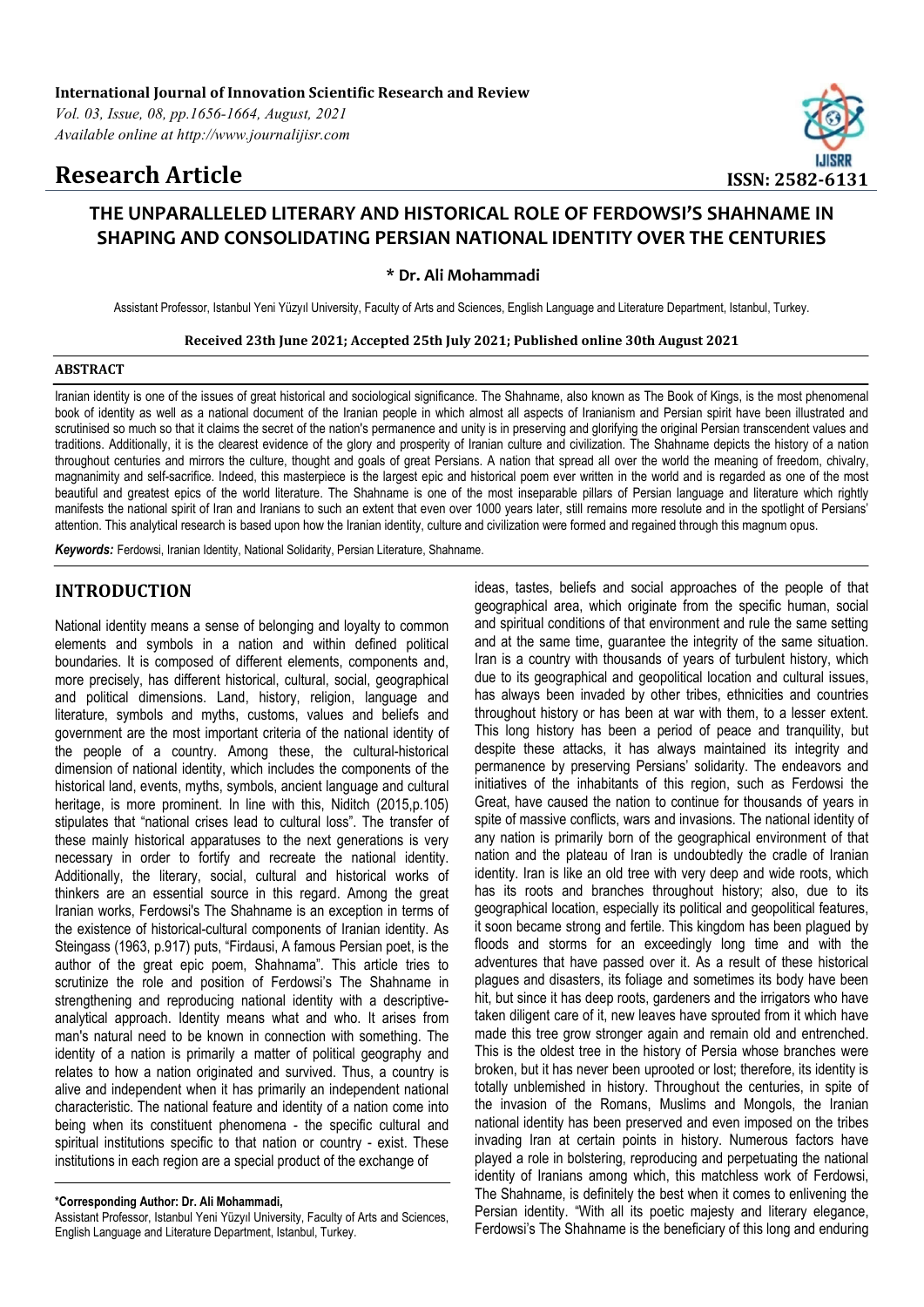**International Journal of Innovation Scientific Research and Review**

*Vol. 03, Issue, 08, pp.1656-1664, August, 2021*

*Available online at http://www.journalijisr.com*

# Research Article

**ISSN: 2582-6131**

# THE UNPARALLELED LITERARY AND HISTORICAL ROLE OF FERDOWSI'S SHAHNAME IN SHAPING AND CONSOLIDATING PERSIAN NATIONAL IDENTITY OVER THE CENTURIES

**\* Dr. Ali Mohammadi**

Assistant Professor, Istanbul Yeni Yüzyıl University, Faculty of Arts and Sciences, English Language and Literature Department, Istanbul, Turkey.

**Received 23th June 2021; Accepted 25th July 2021; Published online 30th August 2021**

## ABSTRACT

Iranian identity is one of the issues of great historical and sociological significance. The Shahname, also known as The Book of Kings, is the most phenomenal book of identity as well as a national document of the Iranian people in which almost all aspects of Iranianism and Persian spirit have been illustrated and scrutinised so much so that it claims the secret of the nation's permanence and unity is in preserving and glorifying the original Persian transcendent values and traditions. Additionally, it is the clearest evidence of the glory and prosperity of Iranian culture and civilization. The Shahname depicts the history of a nation throughout centuries and mirrors the culture, thought and goals of great Persians. A nation that spread all over the world the meaning of freedom, chivalry, magnanimity and self-sacrifice. Indeed, this masterpiece is the largest epic and historical poem ever written in the world and is regarded as one of the most beautiful and greatest epics of the world literature. The Shahname is one of the most inseparable pillars of Persian language and literature which rightly manifests the national spirit of Iran and Iranians to such an extent that even over 1000 years later, still remains more resolute and in the spotlight of Persians' attention. This analytical research is based upon how the Iranian identity, culture and civilization were formed and regained through this magnum opus.

***Keywords:*** Ferdowsi, Iranian Identity, National Solidarity, Persian Literature, Shahname.

## INTRODUCTION

National identity means a sense of belonging and loyalty to common elements and symbols in a nation and within defined political boundaries. It is composed of different elements, components and, more precisely, has different historical, cultural, social, geographical and political dimensions. Land, history, religion, language and literature, symbols and myths, customs, values and beliefs and government are the most important criteria of the national identity of the people of a country. Among these, the cultural-historical dimension of national identity, which includes the components of the historical land, events, myths, symbols, ancient language and cultural heritage, is more prominent. In line with this, Niditch (2015,p.105) stipulates that "national crises lead to cultural loss". The transfer of these mainly historical apparatuses to the next generations is very necessary in order to fortify and recreate the national identity. Additionally, the literary, social, cultural and historical works of thinkers are an essential source in this regard. Among the great Iranian works, Ferdowsi's The Shahname is an exception in terms of the existence of historical-cultural components of Iranian identity. As Steingass (1963, p.917) puts, "Firdausi, A famous Persian poet, is the author of the great epic poem, Shahnama". This article tries to scrutinize the role and position of Ferdowsi's The Shahname in strengthening and reproducing national identity with a descriptive-analytical approach. Identity means what and who. It arises from man's natural need to be known in connection with something. The identity of a nation is primarily a matter of political geography and relates to how a nation originated and survived. Thus, a country is alive and independent when it has primarily an independent national characteristic. The national feature and identity of a nation come into being when its constituent phenomena - the specific cultural and spiritual institutions specific to that nation or country - exist. These institutions in each region are a special product of the exchange of ideas, tastes, beliefs and social approaches of the people of that geographical area, which originate from the specific human, social and spiritual conditions of that environment and rule the same setting and at the same time, guarantee the integrity of the same situation. Iran is a country with thousands of years of turbulent history, which due to its geographical and geopolitical location and cultural issues, has always been invaded by other tribes, ethnicities and countries throughout history or has been at war with them, to a lesser extent. This long history has been a period of peace and tranquility, but despite these attacks, it has always maintained its integrity and permanence by preserving Persians' solidarity. The endeavors and initiatives of the inhabitants of this region, such as Ferdowsi the Great, have caused the nation to continue for thousands of years in spite of massive conflicts, wars and invasions. The national identity of any nation is primarily born of the geographical environment of that nation and the plateau of Iran is undoubtedly the cradle of Iranian identity. Iran is like an old tree with very deep and wide roots, which has its roots and branches throughout history; also, due to its geographical location, especially its political and geopolitical features, it soon became strong and fertile. This kingdom has been plagued by floods and storms for an exceedingly long time and with the adventures that have passed over it. As a result of these historical plagues and disasters, its foliage and sometimes its body have been hit, but since it has deep roots, gardeners and the irrigators who have taken diligent care of it, new leaves have sprouted from it which have made this tree grow stronger again and remain old and entrenched. This is the oldest tree in the history of Persia whose branches were broken, but it has never been uprooted or lost; therefore, its identity is totally unblemished in history. Throughout the centuries, in spite of the invasion of the Romans, Muslims and Mongols, the Iranian national identity has been preserved and even imposed on the tribes invading Iran at certain points in history. Numerous factors have played a role in bolstering, reproducing and perpetuating the national identity of Iranians among which, this matchless work of Ferdowsi, The Shahname, is definitely the best when it comes to enlivening the Persian identity. "With all its poetic majesty and literary elegance, Ferdowsi's The Shahname is the beneficiary of this long and enduring

---

**\*Corresponding Author: Dr. Ali Mohammadi,**

Assistant Professor, Istanbul Yeni Yüzyıl University, Faculty of Arts and Sciences, English Language and Literature Department, Istanbul, Turkey.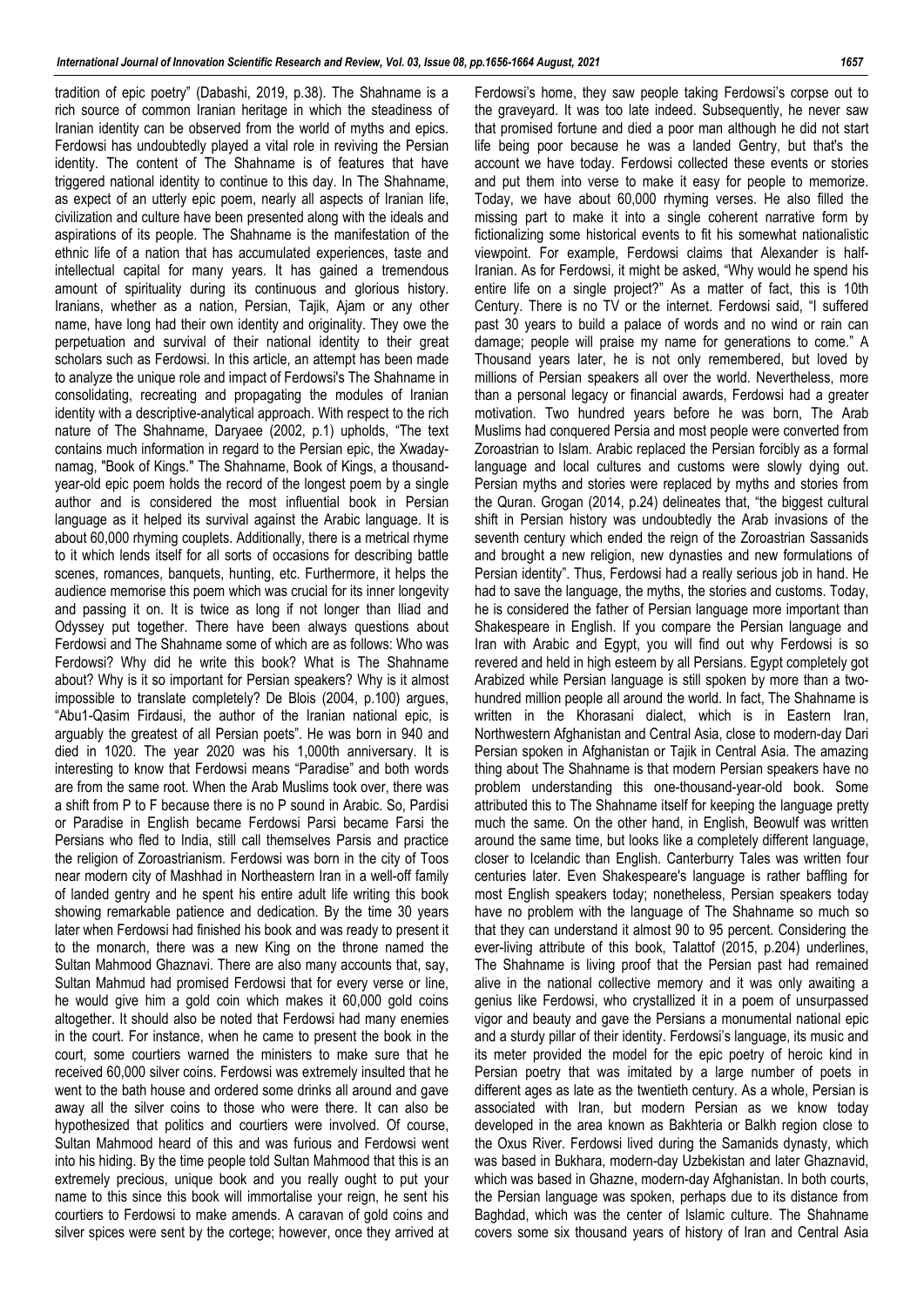tradition of epic poetry" (Dabashi, 2019, p.38). The Shahname is a rich source of common Iranian heritage in which the steadiness of Iranian identity can be observed from the world of myths and epics. Ferdowsi has undoubtedly played a vital role in reviving the Persian identity. The content of The Shahname is of features that have triggered national identity to continue to this day. In The Shahname, as expect of an utterly epic poem, nearly all aspects of Iranian life, civilization and culture have been presented along with the ideals and aspirations of its people. The Shahname is the manifestation of the ethnic life of a nation that has accumulated experiences, taste and intellectual capital for many years. It has gained a tremendous amount of spirituality during its continuous and glorious history. Iranians, whether as a nation, Persian, Tajik, Ajam or any other name, have long had their own identity and originality. They owe the perpetuation and survival of their national identity to their great scholars such as Ferdowsi. In this article, an attempt has been made to analyze the unique role and impact of Ferdowsi's The Shahname in consolidating, recreating and propagating the modules of Iranian identity with a descriptive-analytical approach. With respect to the rich nature of The Shahname, Daryaee (2002, p.1) upholds, "The text contains much information in regard to the Persian epic, the Xwaday-namag, "Book of Kings." The Shahname, Book of Kings, a thousand-year-old epic poem holds the record of the longest poem by a single author and is considered the most influential book in Persian language as it helped its survival against the Arabic language. It is about 60,000 rhyming couplets. Additionally, there is a metrical rhyme to it which lends itself for all sorts of occasions for describing battle scenes, romances, banquets, hunting, etc. Furthermore, it helps the audience memorise this poem which was crucial for its inner longevity and passing it on. It is twice as long if not longer than Iliad and Odyssey put together. There have been always questions about Ferdowsi and The Shahname some of which are as follows: Who was Ferdowsi? Why did he write this book? What is The Shahname about? Why is it so important for Persian speakers? Why is it almost impossible to translate completely? De Blois (2004, p.100) argues, "Abu1-Qasim Firdausi, the author of the Iranian national epic, is arguably the greatest of all Persian poets". He was born in 940 and died in 1020. The year 2020 was his 1,000th anniversary. It is interesting to know that Ferdowsi means "Paradise" and both words are from the same root. When the Arab Muslims took over, there was a shift from P to F because there is no P sound in Arabic. So, Pardisi or Paradise in English became Ferdowsi Parsi became Farsi the Persians who fled to India, still call themselves Parsis and practice the religion of Zoroastrianism. Ferdowsi was born in the city of Toos near modern city of Mashhad in Northeastern Iran in a well-off family of landed gentry and he spent his entire adult life writing this book showing remarkable patience and dedication. By the time 30 years later when Ferdowsi had finished his book and was ready to present it to the monarch, there was a new King on the throne named the Sultan Mahmood Ghaznavi. There are also many accounts that, say, Sultan Mahmud had promised Ferdowsi that for every verse or line, he would give him a gold coin which makes it 60,000 gold coins altogether. It should also be noted that Ferdowsi had many enemies in the court. For instance, when he came to present the book in the court, some courtiers warned the ministers to make sure that he received 60,000 silver coins. Ferdowsi was extremely insulted that he went to the bath house and ordered some drinks all around and gave away all the silver coins to those who were there. It can also be hypothesized that politics and courtiers were involved. Of course, Sultan Mahmood heard of this and was furious and Ferdowsi went into his hiding. By the time people told Sultan Mahmood that this is an extremely precious, unique book and you really ought to put your name to this since this book will immortalise your reign, he sent his courtiers to Ferdowsi to make amends. A caravan of gold coins and silver spices were sent by the cortege; however, once they arrived at Ferdowsi's home, they saw people taking Ferdowsi's corpse out to the graveyard. It was too late indeed. Subsequently, he never saw that promised fortune and died a poor man although he did not start life being poor because he was a landed Gentry, but that's the account we have today. Ferdowsi collected these events or stories and put them into verse to make it easy for people to memorize. Today, we have about 60,000 rhyming verses. He also filled the missing part to make it into a single coherent narrative form by fictionalizing some historical events to fit his somewhat nationalistic viewpoint. For example, Ferdowsi claims that Alexander is half-Iranian. As for Ferdowsi, it might be asked, "Why would he spend his entire life on a single project?" As a matter of fact, this is 10th Century. There is no TV or the internet. Ferdowsi said, "I suffered past 30 years to build a palace of words and no wind or rain can damage; people will praise my name for generations to come." A Thousand years later, he is not only remembered, but loved by millions of Persian speakers all over the world. Nevertheless, more than a personal legacy or financial awards, Ferdowsi had a greater motivation. Two hundred years before he was born, The Arab Muslims had conquered Persia and most people were converted from Zoroastrian to Islam. Arabic replaced the Persian forcibly as a formal language and local cultures and customs were slowly dying out. Persian myths and stories were replaced by myths and stories from the Quran. Grogan (2014, p.24) delineates that, "the biggest cultural shift in Persian history was undoubtedly the Arab invasions of the seventh century which ended the reign of the Zoroastrian Sassanids and brought a new religion, new dynasties and new formulations of Persian identity". Thus, Ferdowsi had a really serious job in hand. He had to save the language, the myths, the stories and customs. Today, he is considered the father of Persian language more important than Shakespeare in English. If you compare the Persian language and Iran with Arabic and Egypt, you will find out why Ferdowsi is so revered and held in high esteem by all Persians. Egypt completely got Arabized while Persian language is still spoken by more than a two-hundred million people all around the world. In fact, The Shahname is written in the Khorasani dialect, which is in Eastern Iran, Northwestern Afghanistan and Central Asia, close to modern-day Dari Persian spoken in Afghanistan or Tajik in Central Asia. The amazing thing about The Shahname is that modern Persian speakers have no problem understanding this one-thousand-year-old book. Some attributed this to The Shahname itself for keeping the language pretty much the same. On the other hand, in English, Beowulf was written around the same time, but looks like a completely different language, closer to Icelandic than English. Canterburry Tales was written four centuries later. Even Shakespeare's language is rather baffling for most English speakers today; nonetheless, Persian speakers today have no problem with the language of The Shahname so much so that they can understand it almost 90 to 95 percent. Considering the ever-living attribute of this book, Talattof (2015, p.204) underlines, The Shahname is living proof that the Persian past had remained alive in the national collective memory and it was only awaiting a genius like Ferdowsi, who crystallized it in a poem of unsurpassed vigor and beauty and gave the Persians a monumental national epic and a sturdy pillar of their identity. Ferdowsi's language, its music and its meter provided the model for the epic poetry of heroic kind in Persian poetry that was imitated by a large number of poets in different ages as late as the twentieth century. As a whole, Persian is associated with Iran, but modern Persian as we know today developed in the area known as Bakhteria or Balkh region close to the Oxus River. Ferdowsi lived during the Samanids dynasty, which was based in Bukhara, modern-day Uzbekistan and later Ghaznavid, which was based in Ghazne, modern-day Afghanistan. In both courts, the Persian language was spoken, perhaps due to its distance from Baghdad, which was the center of Islamic culture. The Shahname covers some six thousand years of history of Iran and Central Asia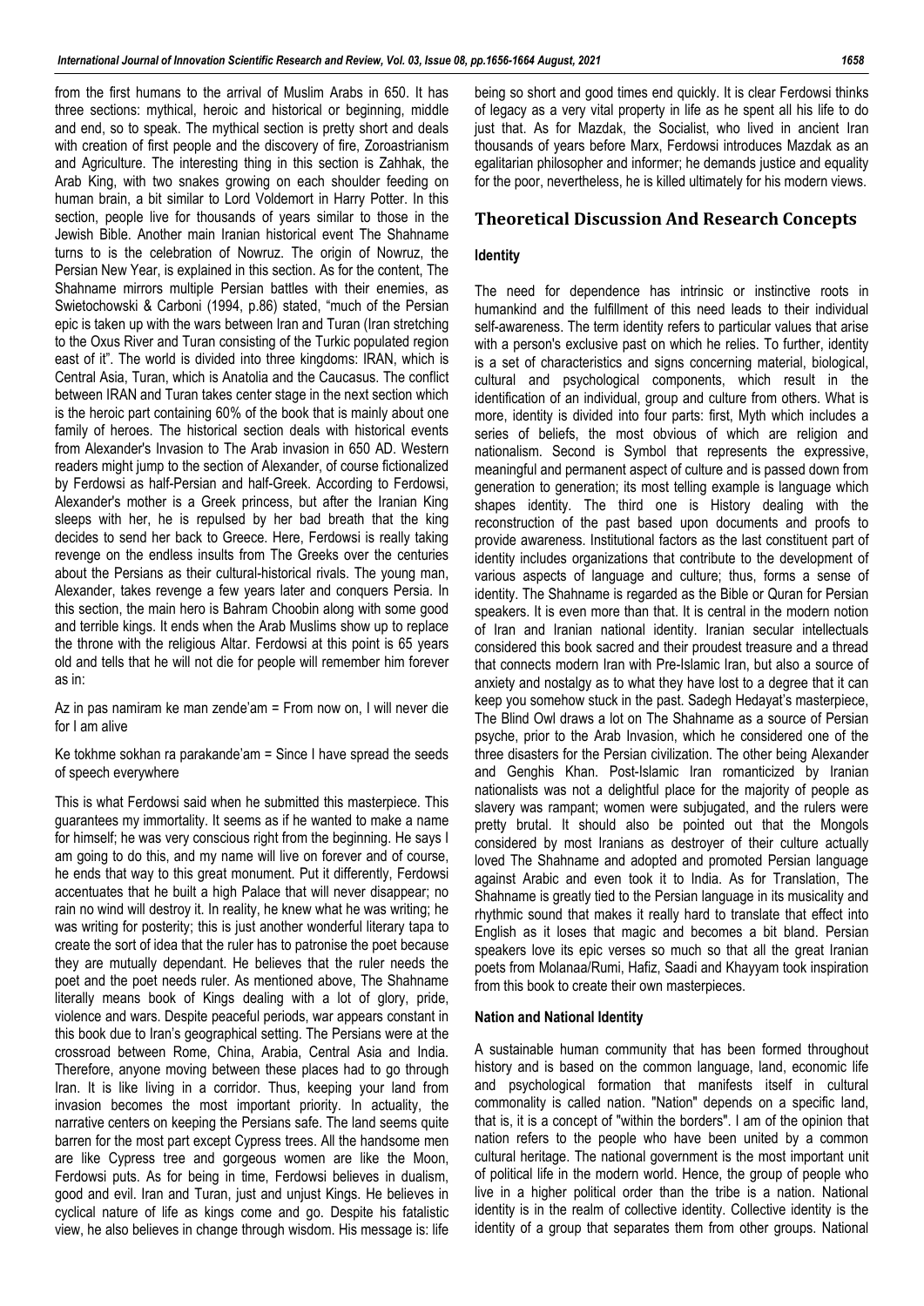from the first humans to the arrival of Muslim Arabs in 650. It has three sections: mythical, heroic and historical or beginning, middle and end, so to speak. The mythical section is pretty short and deals with creation of first people and the discovery of fire, Zoroastrianism and Agriculture. The interesting thing in this section is Zahhak, the Arab King, with two snakes growing on each shoulder feeding on human brain, a bit similar to Lord Voldemort in Harry Potter. In this section, people live for thousands of years similar to those in the Jewish Bible. Another main Iranian historical event The Shahname turns to is the celebration of Nowruz. The origin of Nowruz, the Persian New Year, is explained in this section. As for the content, The Shahname mirrors multiple Persian battles with their enemies, as Swietochowski & Carboni (1994, p.86) stated, "much of the Persian epic is taken up with the wars between Iran and Turan (Iran stretching to the Oxus River and Turan consisting of the Turkic populated region east of it". The world is divided into three kingdoms: IRAN, which is Central Asia, Turan, which is Anatolia and the Caucasus. The conflict between IRAN and Turan takes center stage in the next section which is the heroic part containing 60% of the book that is mainly about one family of heroes. The historical section deals with historical events from Alexander's Invasion to The Arab invasion in 650 AD. Western readers might jump to the section of Alexander, of course fictionalized by Ferdowsi as half-Persian and half-Greek. According to Ferdowsi, Alexander's mother is a Greek princess, but after the Iranian King sleeps with her, he is repulsed by her bad breath that the king decides to send her back to Greece. Here, Ferdowsi is really taking revenge on the endless insults from The Greeks over the centuries about the Persians as their cultural-historical rivals. The young man, Alexander, takes revenge a few years later and conquers Persia. In this section, the main hero is Bahram Choobin along with some good and terrible kings. It ends when the Arab Muslims show up to replace the throne with the religious Altar. Ferdowsi at this point is 65 years old and tells that he will not die for people will remember him forever as in:

Az in pas namiram ke man zende'am = From now on, I will never die for I am alive

Ke tokhme sokhan ra parakande'am = Since I have spread the seeds of speech everywhere

This is what Ferdowsi said when he submitted this masterpiece. This guarantees my immortality. It seems as if he wanted to make a name for himself; he was very conscious right from the beginning. He says I am going to do this, and my name will live on forever and of course, he ends that way to this great monument. Put it differently, Ferdowsi accentuates that he built a high Palace that will never disappear; no rain no wind will destroy it. In reality, he knew what he was writing; he was writing for posterity; this is just another wonderful literary tapa to create the sort of idea that the ruler has to patronise the poet because they are mutually dependant. He believes that the ruler needs the poet and the poet needs ruler. As mentioned above, The Shahname literally means book of Kings dealing with a lot of glory, pride, violence and wars. Despite peaceful periods, war appears constant in this book due to Iran's geographical setting. The Persians were at the crossroad between Rome, China, Arabia, Central Asia and India. Therefore, anyone moving between these places had to go through Iran. It is like living in a corridor. Thus, keeping your land from invasion becomes the most important priority. In actuality, the narrative centers on keeping the Persians safe. The land seems quite barren for the most part except Cypress trees. All the handsome men are like Cypress tree and gorgeous women are like the Moon, Ferdowsi puts. As for being in time, Ferdowsi believes in dualism, good and evil. Iran and Turan, just and unjust Kings. He believes in cyclical nature of life as kings come and go. Despite his fatalistic view, he also believes in change through wisdom. His message is: life being so short and good times end quickly. It is clear Ferdowsi thinks of legacy as a very vital property in life as he spent all his life to do just that. As for Mazdak, the Socialist, who lived in ancient Iran thousands of years before Marx, Ferdowsi introduces Mazdak as an egalitarian philosopher and informer; he demands justice and equality for the poor, nevertheless, he is killed ultimately for his modern views.

## Theoretical Discussion And Research Concepts

### Identity

The need for dependence has intrinsic or instinctive roots in humankind and the fulfillment of this need leads to their individual self-awareness. The term identity refers to particular values that arise with a person's exclusive past on which he relies. To further, identity is a set of characteristics and signs concerning material, biological, cultural and psychological components, which result in the identification of an individual, group and culture from others. What is more, identity is divided into four parts: first, Myth which includes a series of beliefs, the most obvious of which are religion and nationalism. Second is Symbol that represents the expressive, meaningful and permanent aspect of culture and is passed down from generation to generation; its most telling example is language which shapes identity. The third one is History dealing with the reconstruction of the past based upon documents and proofs to provide awareness. Institutional factors as the last constituent part of identity includes organizations that contribute to the development of various aspects of language and culture; thus, forms a sense of identity. The Shahname is regarded as the Bible or Quran for Persian speakers. It is even more than that. It is central in the modern notion of Iran and Iranian national identity. Iranian secular intellectuals considered this book sacred and their proudest treasure and a thread that connects modern Iran with Pre-Islamic Iran, but also a source of anxiety and nostalgy as to what they have lost to a degree that it can keep you somehow stuck in the past. Sadegh Hedayat's masterpiece, The Blind Owl draws a lot on The Shahname as a source of Persian psyche, prior to the Arab Invasion, which he considered one of the three disasters for the Persian civilization. The other being Alexander and Genghis Khan. Post-Islamic Iran romanticized by Iranian nationalists was not a delightful place for the majority of people as slavery was rampant; women were subjugated, and the rulers were pretty brutal. It should also be pointed out that the Mongols considered by most Iranians as destroyer of their culture actually loved The Shahname and adopted and promoted Persian language against Arabic and even took it to India. As for Translation, The Shahname is greatly tied to the Persian language in its musicality and rhythmic sound that makes it really hard to translate that effect into English as it loses that magic and becomes a bit bland. Persian speakers love its epic verses so much so that all the great Iranian poets from Molanaa/Rumi, Hafiz, Saadi and Khayyam took inspiration from this book to create their own masterpieces.

### Nation and National Identity

A sustainable human community that has been formed throughout history and is based on the common language, land, economic life and psychological formation that manifests itself in cultural commonality is called nation. "Nation" depends on a specific land, that is, it is a concept of "within the borders". I am of the opinion that nation refers to the people who have been united by a common cultural heritage. The national government is the most important unit of political life in the modern world. Hence, the group of people who live in a higher political order than the tribe is a nation. National identity is in the realm of collective identity. Collective identity is the identity of a group that separates them from other groups. National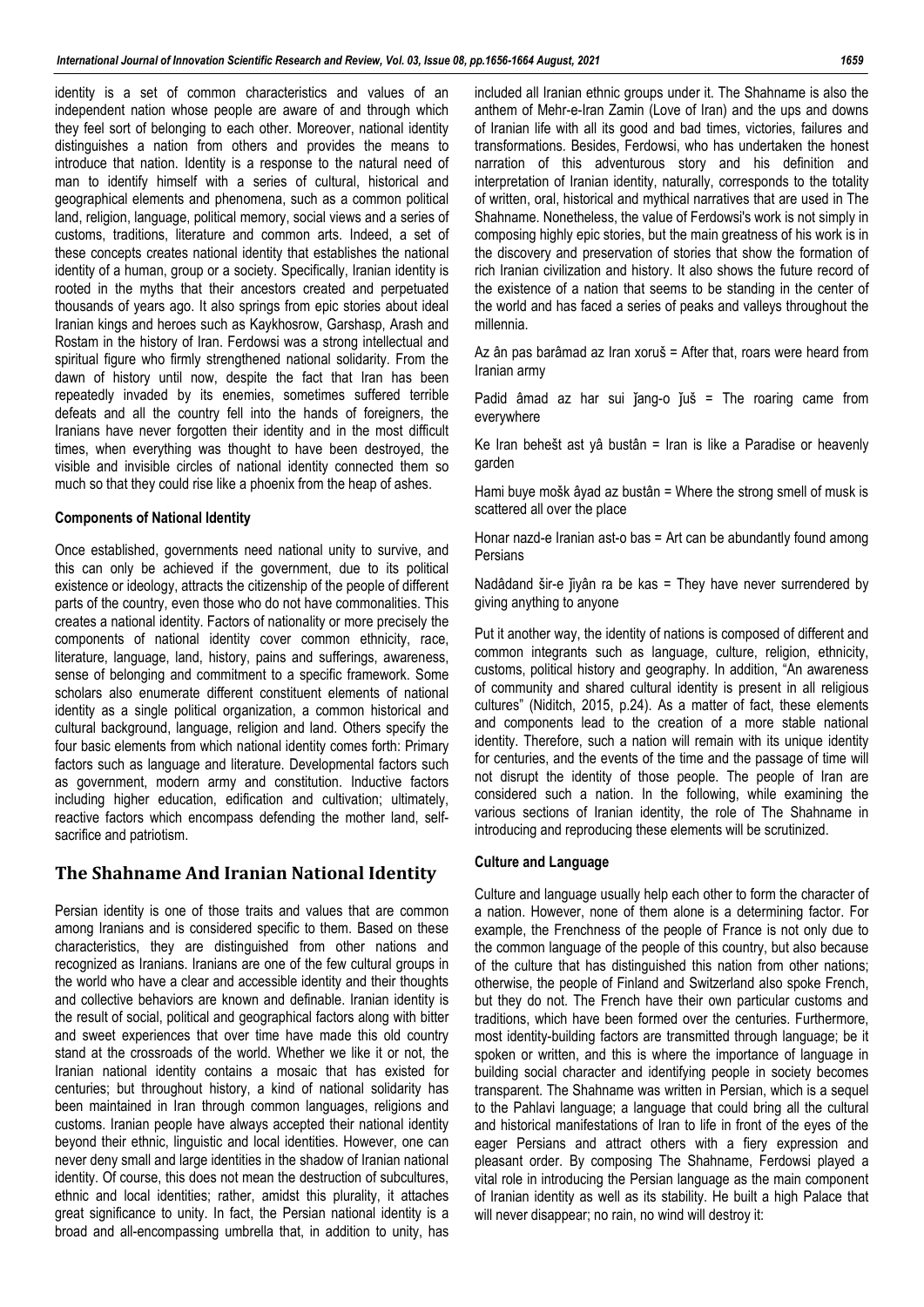identity is a set of common characteristics and values of an independent nation whose people are aware of and through which they feel sort of belonging to each other. Moreover, national identity distinguishes a nation from others and provides the means to introduce that nation. Identity is a response to the natural need of man to identify himself with a series of cultural, historical and geographical elements and phenomena, such as a common political land, religion, language, political memory, social views and a series of customs, traditions, literature and common arts. Indeed, a set of these concepts creates national identity that establishes the national identity of a human, group or a society. Specifically, Iranian identity is rooted in the myths that their ancestors created and perpetuated thousands of years ago. It also springs from epic stories about ideal Iranian kings and heroes such as Kaykhosrow, Garshasp, Arash and Rostam in the history of Iran. Ferdowsi was a strong intellectual and spiritual figure who firmly strengthened national solidarity. From the dawn of history until now, despite the fact that Iran has been repeatedly invaded by its enemies, sometimes suffered terrible defeats and all the country fell into the hands of foreigners, the Iranians have never forgotten their identity and in the most difficult times, when everything was thought to have been destroyed, the visible and invisible circles of national identity connected them so much so that they could rise like a phoenix from the heap of ashes.

#### Components of National Identity

Once established, governments need national unity to survive, and this can only be achieved if the government, due to its political existence or ideology, attracts the citizenship of the people of different parts of the country, even those who do not have commonalities. This creates a national identity. Factors of nationality or more precisely the components of national identity cover common ethnicity, race, literature, language, land, history, pains and sufferings, awareness, sense of belonging and commitment to a specific framework. Some scholars also enumerate different constituent elements of national identity as a single political organization, a common historical and cultural background, language, religion and land. Others specify the four basic elements from which national identity comes forth: Primary factors such as language and literature. Developmental factors such as government, modern army and constitution. Inductive factors including higher education, edification and cultivation; ultimately, reactive factors which encompass defending the mother land, self-sacrifice and patriotism.

## The Shahname And Iranian National Identity

Persian identity is one of those traits and values that are common among Iranians and is considered specific to them. Based on these characteristics, they are distinguished from other nations and recognized as Iranians. Iranians are one of the few cultural groups in the world who have a clear and accessible identity and their thoughts and collective behaviors are known and definable. Iranian identity is the result of social, political and geographical factors along with bitter and sweet experiences that over time have made this old country stand at the crossroads of the world. Whether we like it or not, the Iranian national identity contains a mosaic that has existed for centuries; but throughout history, a kind of national solidarity has been maintained in Iran through common languages, religions and customs. Iranian people have always accepted their national identity beyond their ethnic, linguistic and local identities. However, one can never deny small and large identities in the shadow of Iranian national identity. Of course, this does not mean the destruction of subcultures, ethnic and local identities; rather, amidst this plurality, it attaches great significance to unity. In fact, the Persian national identity is a broad and all-encompassing umbrella that, in addition to unity, has included all Iranian ethnic groups under it. The Shahname is also the anthem of Mehr-e-Iran Zamin (Love of Iran) and the ups and downs of Iranian life with all its good and bad times, victories, failures and transformations. Besides, Ferdowsi, who has undertaken the honest narration of this adventurous story and his definition and interpretation of Iranian identity, naturally, corresponds to the totality of written, oral, historical and mythical narratives that are used in The Shahname. Nonetheless, the value of Ferdowsi's work is not simply in composing highly epic stories, but the main greatness of his work is in the discovery and preservation of stories that show the formation of rich Iranian civilization and history. It also shows the future record of the existence of a nation that seems to be standing in the center of the world and has faced a series of peaks and valleys throughout the millennia.

Az ân pas barâmad az Iran xoruš = After that, roars were heard from Iranian army

Padid âmad az har sui ǰang-o ǰuš = The roaring came from everywhere

Ke Iran behešt ast yâ bustân = Iran is like a Paradise or heavenly garden

Hami buye mošk âyad az bustân = Where the strong smell of musk is scattered all over the place

Honar nazd-e Iranian ast-o bas = Art can be abundantly found among Persians

Nadâdand šir-e ǰiyân ra be kas = They have never surrendered by giving anything to anyone

Put it another way, the identity of nations is composed of different and common integrants such as language, culture, religion, ethnicity, customs, political history and geography. In addition, "An awareness of community and shared cultural identity is present in all religious cultures" (Niditch, 2015, p.24). As a matter of fact, these elements and components lead to the creation of a more stable national identity. Therefore, such a nation will remain with its unique identity for centuries, and the events of the time and the passage of time will not disrupt the identity of those people. The people of Iran are considered such a nation. In the following, while examining the various sections of Iranian identity, the role of The Shahname in introducing and reproducing these elements will be scrutinized.

#### Culture and Language

Culture and language usually help each other to form the character of a nation. However, none of them alone is a determining factor. For example, the Frenchness of the people of France is not only due to the common language of the people of this country, but also because of the culture that has distinguished this nation from other nations; otherwise, the people of Finland and Switzerland also spoke French, but they do not. The French have their own particular customs and traditions, which have been formed over the centuries. Furthermore, most identity-building factors are transmitted through language; be it spoken or written, and this is where the importance of language in building social character and identifying people in society becomes transparent. The Shahname was written in Persian, which is a sequel to the Pahlavi language; a language that could bring all the cultural and historical manifestations of Iran to life in front of the eyes of the eager Persians and attract others with a fiery expression and pleasant order. By composing The Shahname, Ferdowsi played a vital role in introducing the Persian language as the main component of Iranian identity as well as its stability. He built a high Palace that will never disappear; no rain, no wind will destroy it: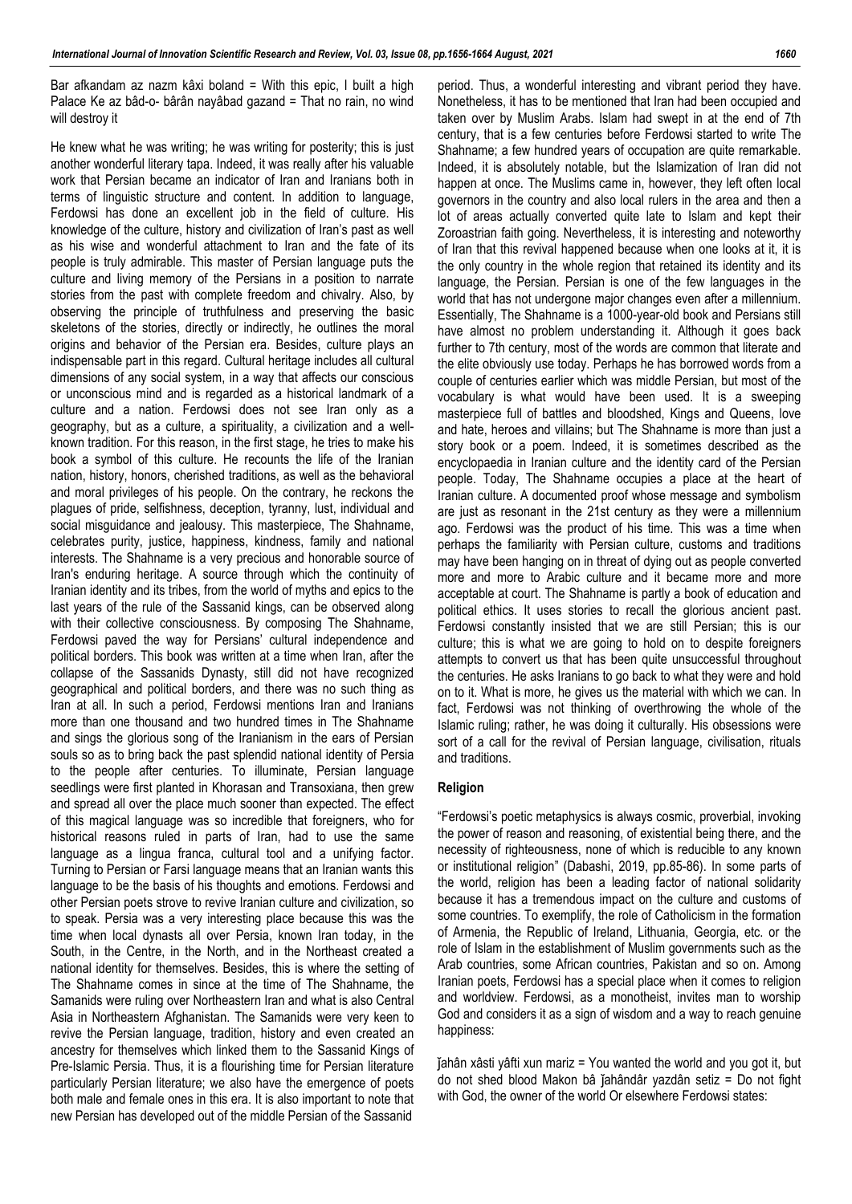Bar afkandam az nazm kâxi boland = With this epic, I built a high Palace Ke az bâd-o- bârân nayâbad gazand = That no rain, no wind will destroy it

He knew what he was writing; he was writing for posterity; this is just another wonderful literary tapa. Indeed, it was really after his valuable work that Persian became an indicator of Iran and Iranians both in terms of linguistic structure and content. In addition to language, Ferdowsi has done an excellent job in the field of culture. His knowledge of the culture, history and civilization of Iran's past as well as his wise and wonderful attachment to Iran and the fate of its people is truly admirable. This master of Persian language puts the culture and living memory of the Persians in a position to narrate stories from the past with complete freedom and chivalry. Also, by observing the principle of truthfulness and preserving the basic skeletons of the stories, directly or indirectly, he outlines the moral origins and behavior of the Persian era. Besides, culture plays an indispensable part in this regard. Cultural heritage includes all cultural dimensions of any social system, in a way that affects our conscious or unconscious mind and is regarded as a historical landmark of a culture and a nation. Ferdowsi does not see Iran only as a geography, but as a culture, a spirituality, a civilization and a well-known tradition. For this reason, in the first stage, he tries to make his book a symbol of this culture. He recounts the life of the Iranian nation, history, honors, cherished traditions, as well as the behavioral and moral privileges of his people. On the contrary, he reckons the plagues of pride, selfishness, deception, tyranny, lust, individual and social misguidance and jealousy. This masterpiece, The Shahname, celebrates purity, justice, happiness, kindness, family and national interests. The Shahname is a very precious and honorable source of Iran's enduring heritage. A source through which the continuity of Iranian identity and its tribes, from the world of myths and epics to the last years of the rule of the Sassanid kings, can be observed along with their collective consciousness. By composing The Shahname, Ferdowsi paved the way for Persians' cultural independence and political borders. This book was written at a time when Iran, after the collapse of the Sassanids Dynasty, still did not have recognized geographical and political borders, and there was no such thing as Iran at all. In such a period, Ferdowsi mentions Iran and Iranians more than one thousand and two hundred times in The Shahname and sings the glorious song of the Iranianism in the ears of Persian souls so as to bring back the past splendid national identity of Persia to the people after centuries. To illuminate, Persian language seedlings were first planted in Khorasan and Transoxiana, then grew and spread all over the place much sooner than expected. The effect of this magical language was so incredible that foreigners, who for historical reasons ruled in parts of Iran, had to use the same language as a lingua franca, cultural tool and a unifying factor. Turning to Persian or Farsi language means that an Iranian wants this language to be the basis of his thoughts and emotions. Ferdowsi and other Persian poets strove to revive Iranian culture and civilization, so to speak. Persia was a very interesting place because this was the time when local dynasts all over Persia, known Iran today, in the South, in the Centre, in the North, and in the Northeast created a national identity for themselves. Besides, this is where the setting of The Shahname comes in since at the time of The Shahname, the Samanids were ruling over Northeastern Iran and what is also Central Asia in Northeastern Afghanistan. The Samanids were very keen to revive the Persian language, tradition, history and even created an ancestry for themselves which linked them to the Sassanid Kings of Pre-Islamic Persia. Thus, it is a flourishing time for Persian literature particularly Persian literature; we also have the emergence of poets both male and female ones in this era. It is also important to note that new Persian has developed out of the middle Persian of the Sassanid period. Thus, a wonderful interesting and vibrant period they have. Nonetheless, it has to be mentioned that Iran had been occupied and taken over by Muslim Arabs. Islam had swept in at the end of 7th century, that is a few centuries before Ferdowsi started to write The Shahname; a few hundred years of occupation are quite remarkable. Indeed, it is absolutely notable, but the Islamization of Iran did not happen at once. The Muslims came in, however, they left often local governors in the country and also local rulers in the area and then a lot of areas actually converted quite late to Islam and kept their Zoroastrian faith going. Nevertheless, it is interesting and noteworthy of Iran that this revival happened because when one looks at it, it is the only country in the whole region that retained its identity and its language, the Persian. Persian is one of the few languages in the world that has not undergone major changes even after a millennium. Essentially, The Shahname is a 1000-year-old book and Persians still have almost no problem understanding it. Although it goes back further to 7th century, most of the words are common that literate and the elite obviously use today. Perhaps he has borrowed words from a couple of centuries earlier which was middle Persian, but most of the vocabulary is what would have been used. It is a sweeping masterpiece full of battles and bloodshed, Kings and Queens, love and hate, heroes and villains; but The Shahname is more than just a story book or a poem. Indeed, it is sometimes described as the encyclopaedia in Iranian culture and the identity card of the Persian people. Today, The Shahname occupies a place at the heart of Iranian culture. A documented proof whose message and symbolism are just as resonant in the 21st century as they were a millennium ago. Ferdowsi was the product of his time. This was a time when perhaps the familiarity with Persian culture, customs and traditions may have been hanging on in threat of dying out as people converted more and more to Arabic culture and it became more and more acceptable at court. The Shahname is partly a book of education and political ethics. It uses stories to recall the glorious ancient past. Ferdowsi constantly insisted that we are still Persian; this is our culture; this is what we are going to hold on to despite foreigners attempts to convert us that has been quite unsuccessful throughout the centuries. He asks Iranians to go back to what they were and hold on to it. What is more, he gives us the material with which we can. In fact, Ferdowsi was not thinking of overthrowing the whole of the Islamic ruling; rather, he was doing it culturally. His obsessions were sort of a call for the revival of Persian language, civilisation, rituals and traditions.

## Religion

"Ferdowsi's poetic metaphysics is always cosmic, proverbial, invoking the power of reason and reasoning, of existential being there, and the necessity of righteousness, none of which is reducible to any known or institutional religion" (Dabashi, 2019, pp.85-86). In some parts of the world, religion has been a leading factor of national solidarity because it has a tremendous impact on the culture and customs of some countries. To exemplify, the role of Catholicism in the formation of Armenia, the Republic of Ireland, Lithuania, Georgia, etc. or the role of Islam in the establishment of Muslim governments such as the Arab countries, some African countries, Pakistan and so on. Among Iranian poets, Ferdowsi has a special place when it comes to religion and worldview. Ferdowsi, as a monotheist, invites man to worship God and considers it as a sign of wisdom and a way to reach genuine happiness:

ǰahân xâsti yâfti xun mariz = You wanted the world and you got it, but do not shed blood Makon bâ ǰahândâr yazdân setiz = Do not fight with God, the owner of the world Or elsewhere Ferdowsi states: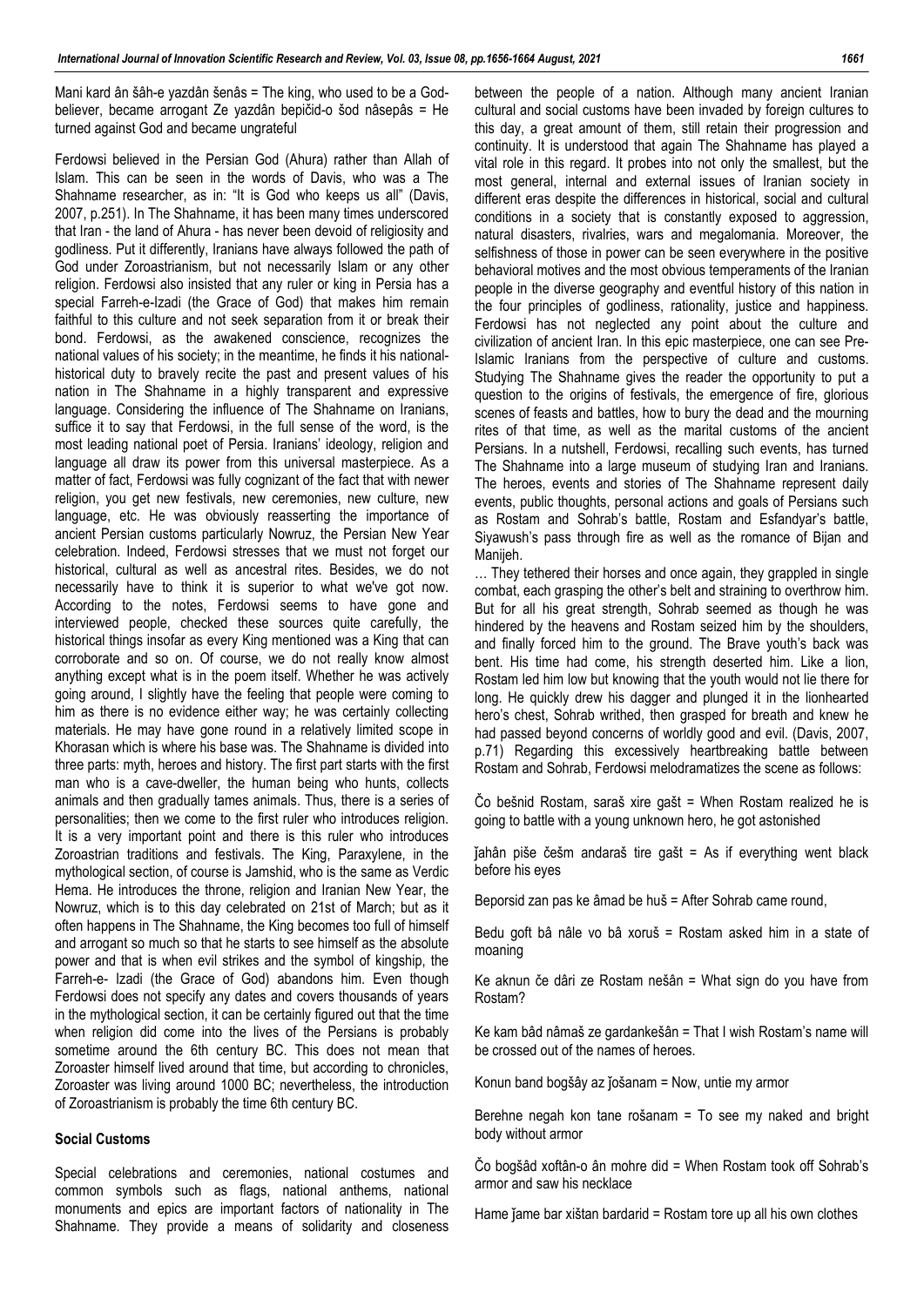Mani kard ân šâh-e yazdân šenâs = The king, who used to be a God-believer, became arrogant Ze yazdân bepičid-o šod nâsepâs = He turned against God and became ungrateful

Ferdowsi believed in the Persian God (Ahura) rather than Allah of Islam. This can be seen in the words of Davis, who was a The Shahname researcher, as in: "It is God who keeps us all" (Davis, 2007, p.251). In The Shahname, it has been many times underscored that Iran - the land of Ahura - has never been devoid of religiosity and godliness. Put it differently, Iranians have always followed the path of God under Zoroastrianism, but not necessarily Islam or any other religion. Ferdowsi also insisted that any ruler or king in Persia has a special Farreh-e-Izadi (the Grace of God) that makes him remain faithful to this culture and not seek separation from it or break their bond. Ferdowsi, as the awakened conscience, recognizes the national values of his society; in the meantime, he finds it his national-historical duty to bravely recite the past and present values of his nation in The Shahname in a highly transparent and expressive language. Considering the influence of The Shahname on Iranians, suffice it to say that Ferdowsi, in the full sense of the word, is the most leading national poet of Persia. Iranians' ideology, religion and language all draw its power from this universal masterpiece. As a matter of fact, Ferdowsi was fully cognizant of the fact that with newer religion, you get new festivals, new ceremonies, new culture, new language, etc. He was obviously reasserting the importance of ancient Persian customs particularly Nowruz, the Persian New Year celebration. Indeed, Ferdowsi stresses that we must not forget our historical, cultural as well as ancestral rites. Besides, we do not necessarily have to think it is superior to what we've got now. According to the notes, Ferdowsi seems to have gone and interviewed people, checked these sources quite carefully, the historical things insofar as every King mentioned was a King that can corroborate and so on. Of course, we do not really know almost anything except what is in the poem itself. Whether he was actively going around, I slightly have the feeling that people were coming to him as there is no evidence either way; he was certainly collecting materials. He may have gone round in a relatively limited scope in Khorasan which is where his base was. The Shahname is divided into three parts: myth, heroes and history. The first part starts with the first man who is a cave-dweller, the human being who hunts, collects animals and then gradually tames animals. Thus, there is a series of personalities; then we come to the first ruler who introduces religion. It is a very important point and there is this ruler who introduces Zoroastrian traditions and festivals. The King, Paraxylene, in the mythological section, of course is Jamshid, who is the same as Verdic Hema. He introduces the throne, religion and Iranian New Year, the Nowruz, which is to this day celebrated on 21st of March; but as it often happens in The Shahname, the King becomes too full of himself and arrogant so much so that he starts to see himself as the absolute power and that is when evil strikes and the symbol of kingship, the Farreh-e- Izadi (the Grace of God) abandons him. Even though Ferdowsi does not specify any dates and covers thousands of years in the mythological section, it can be certainly figured out that the time when religion did come into the lives of the Persians is probably sometime around the 6th century BC. This does not mean that Zoroaster himself lived around that time, but according to chronicles, Zoroaster was living around 1000 BC; nevertheless, the introduction of Zoroastrianism is probably the time 6th century BC.

## Social Customs

Special celebrations and ceremonies, national costumes and common symbols such as flags, national anthems, national monuments and epics are important factors of nationality in The Shahname. They provide a means of solidarity and closeness between the people of a nation. Although many ancient Iranian cultural and social customs have been invaded by foreign cultures to this day, a great amount of them, still retain their progression and continuity. It is understood that again The Shahname has played a vital role in this regard. It probes into not only the smallest, but the most general, internal and external issues of Iranian society in different eras despite the differences in historical, social and cultural conditions in a society that is constantly exposed to aggression, natural disasters, rivalries, wars and megalomania. Moreover, the selfishness of those in power can be seen everywhere in the positive behavioral motives and the most obvious temperaments of the Iranian people in the diverse geography and eventful history of this nation in the four principles of godliness, rationality, justice and happiness. Ferdowsi has not neglected any point about the culture and civilization of ancient Iran. In this epic masterpiece, one can see Pre-Islamic Iranians from the perspective of culture and customs. Studying The Shahname gives the reader the opportunity to put a question to the origins of festivals, the emergence of fire, glorious scenes of feasts and battles, how to bury the dead and the mourning rites of that time, as well as the marital customs of the ancient Persians. In a nutshell, Ferdowsi, recalling such events, has turned The Shahname into a large museum of studying Iran and Iranians. The heroes, events and stories of The Shahname represent daily events, public thoughts, personal actions and goals of Persians such as Rostam and Sohrab's battle, Rostam and Esfandyar's battle, Siyawush's pass through fire as well as the romance of Bijan and Manijeh.

… They tethered their horses and once again, they grappled in single combat, each grasping the other's belt and straining to overthrow him. But for all his great strength, Sohrab seemed as though he was hindered by the heavens and Rostam seized him by the shoulders, and finally forced him to the ground. The Brave youth's back was bent. His time had come, his strength deserted him. Like a lion, Rostam led him low but knowing that the youth would not lie there for long. He quickly drew his dagger and plunged it in the lionhearted hero's chest, Sohrab writhed, then grasped for breath and knew he had passed beyond concerns of worldly good and evil. (Davis, 2007, p.71) Regarding this excessively heartbreaking battle between Rostam and Sohrab, Ferdowsi melodramatizes the scene as follows:

Čo bešnid Rostam, saraš xire gašt = When Rostam realized he is going to battle with a young unknown hero, he got astonished

ǰahân piše češm andaraš tire gašt = As if everything went black before his eyes

Beporsid zan pas ke âmad be huš = After Sohrab came round,

Bedu goft bâ nâle vo bâ xoruš = Rostam asked him in a state of moaning

Ke aknun če dâri ze Rostam nešân = What sign do you have from Rostam?

Ke kam bâd nâmaš ze gardankešân = That I wish Rostam's name will be crossed out of the names of heroes.

Konun band bogšây az ǰošanam = Now, untie my armor

Berehne negah kon tane rošanam = To see my naked and bright body without armor

Čo bogšâd xoftân-o ân mohre did = When Rostam took off Sohrab's armor and saw his necklace

Hame ǰame bar xištan bardarid = Rostam tore up all his own clothes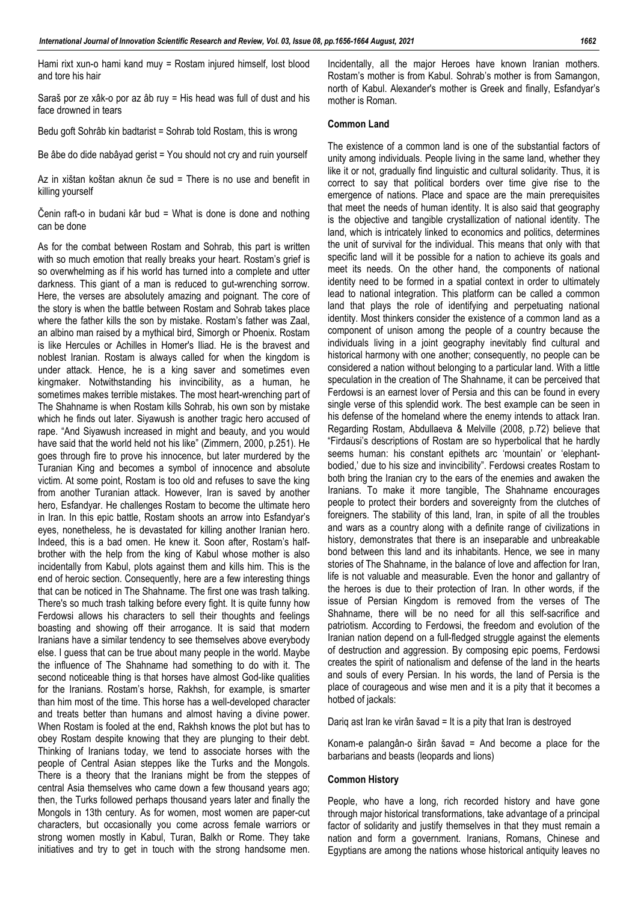Hami rixt xun-o hami kand muy = Rostam injured himself, lost blood and tore his hair

Saraš por ze xâk-o por az âb ruy = His head was full of dust and his face drowned in tears

Bedu goft Sohrâb kin badtarist = Sohrab told Rostam, this is wrong

Be âbe do dide nabâyad gerist = You should not cry and ruin yourself

Az in xištan koštan aknun če sud = There is no use and benefit in killing yourself

Čenin raft-o in budani kâr bud = What is done is done and nothing can be done

As for the combat between Rostam and Sohrab, this part is written with so much emotion that really breaks your heart. Rostam's grief is so overwhelming as if his world has turned into a complete and utter darkness. This giant of a man is reduced to gut-wrenching sorrow. Here, the verses are absolutely amazing and poignant. The core of the story is when the battle between Rostam and Sohrab takes place where the father kills the son by mistake. Rostam's father was Zaal, an albino man raised by a mythical bird, Simorgh or Phoenix. Rostam is like Hercules or Achilles in Homer's Iliad. He is the bravest and noblest Iranian. Rostam is always called for when the kingdom is under attack. Hence, he is a king saver and sometimes even kingmaker. Notwithstanding his invincibility, as a human, he sometimes makes terrible mistakes. The most heart-wrenching part of The Shahname is when Rostam kills Sohrab, his own son by mistake which he finds out later. Siyawush is another tragic hero accused of rape. "And Siyawush increased in might and beauty, and you would have said that the world held not his like" (Zimmern, 2000, p.251). He goes through fire to prove his innocence, but later murdered by the Turanian King and becomes a symbol of innocence and absolute victim. At some point, Rostam is too old and refuses to save the king from another Turanian attack. However, Iran is saved by another hero, Esfandyar. He challenges Rostam to become the ultimate hero in Iran. In this epic battle, Rostam shoots an arrow into Esfandyar's eyes, nonetheless, he is devastated for killing another Iranian hero. Indeed, this is a bad omen. He knew it. Soon after, Rostam's half-brother with the help from the king of Kabul whose mother is also incidentally from Kabul, plots against them and kills him. This is the end of heroic section. Consequently, here are a few interesting things that can be noticed in The Shahname. The first one was trash talking. There's so much trash talking before every fight. It is quite funny how Ferdowsi allows his characters to sell their thoughts and feelings boasting and showing off their arrogance. It is said that modern Iranians have a similar tendency to see themselves above everybody else. I guess that can be true about many people in the world. Maybe the influence of The Shahname had something to do with it. The second noticeable thing is that horses have almost God-like qualities for the Iranians. Rostam's horse, Rakhsh, for example, is smarter than him most of the time. This horse has a well-developed character and treats better than humans and almost having a divine power. When Rostam is fooled at the end, Rakhsh knows the plot but has to obey Rostam despite knowing that they are plunging to their debt. Thinking of Iranians today, we tend to associate horses with the people of Central Asian steppes like the Turks and the Mongols. There is a theory that the Iranians might be from the steppes of central Asia themselves who came down a few thousand years ago; then, the Turks followed perhaps thousand years later and finally the Mongols in 13th century. As for women, most women are paper-cut characters, but occasionally you come across female warriors or strong women mostly in Kabul, Turan, Balkh or Rome. They take initiatives and try to get in touch with the strong handsome men. Incidentally, all the major Heroes have known Iranian mothers. Rostam's mother is from Kabul. Sohrab's mother is from Samangon, north of Kabul. Alexander's mother is Greek and finally, Esfandyar's mother is Roman.

**Common Land**

The existence of a common land is one of the substantial factors of unity among individuals. People living in the same land, whether they like it or not, gradually find linguistic and cultural solidarity. Thus, it is correct to say that political borders over time give rise to the emergence of nations. Place and space are the main prerequisites that meet the needs of human identity. It is also said that geography is the objective and tangible crystallization of national identity. The land, which is intricately linked to economics and politics, determines the unit of survival for the individual. This means that only with that specific land will it be possible for a nation to achieve its goals and meet its needs. On the other hand, the components of national identity need to be formed in a spatial context in order to ultimately lead to national integration. This platform can be called a common land that plays the role of identifying and perpetuating national identity. Most thinkers consider the existence of a common land as a component of unison among the people of a country because the individuals living in a joint geography inevitably find cultural and historical harmony with one another; consequently, no people can be considered a nation without belonging to a particular land. With a little speculation in the creation of The Shahname, it can be perceived that Ferdowsi is an earnest lover of Persia and this can be found in every single verse of this splendid work. The best example can be seen in his defense of the homeland where the enemy intends to attack Iran. Regarding Rostam, Abdullaeva & Melville (2008, p.72) believe that "Firdausi's descriptions of Rostam are so hyperbolical that he hardly seems human: his constant epithets arc 'mountain' or 'elephant-bodied,' due to his size and invincibility". Ferdowsi creates Rostam to both bring the Iranian cry to the ears of the enemies and awaken the Iranians. To make it more tangible, The Shahname encourages people to protect their borders and sovereignty from the clutches of foreigners. The stability of this land, Iran, in spite of all the troubles and wars as a country along with a definite range of civilizations in history, demonstrates that there is an inseparable and unbreakable bond between this land and its inhabitants. Hence, we see in many stories of The Shahname, in the balance of love and affection for Iran, life is not valuable and measurable. Even the honor and gallantry of the heroes is due to their protection of Iran. In other words, if the issue of Persian Kingdom is removed from the verses of The Shahname, there will be no need for all this self-sacrifice and patriotism. According to Ferdowsi, the freedom and evolution of the Iranian nation depend on a full-fledged struggle against the elements of destruction and aggression. By composing epic poems, Ferdowsi creates the spirit of nationalism and defense of the land in the hearts and souls of every Persian. In his words, the land of Persia is the place of courageous and wise men and it is a pity that it becomes a hotbed of jackals:

Dariq ast Iran ke virân šavad = It is a pity that Iran is destroyed

Konam-e palangân-o širân šavad = And become a place for the barbarians and beasts (leopards and lions)

**Common History**

People, who have a long, rich recorded history and have gone through major historical transformations, take advantage of a principal factor of solidarity and justify themselves in that they must remain a nation and form a government. Iranians, Romans, Chinese and Egyptians are among the nations whose historical antiquity leaves no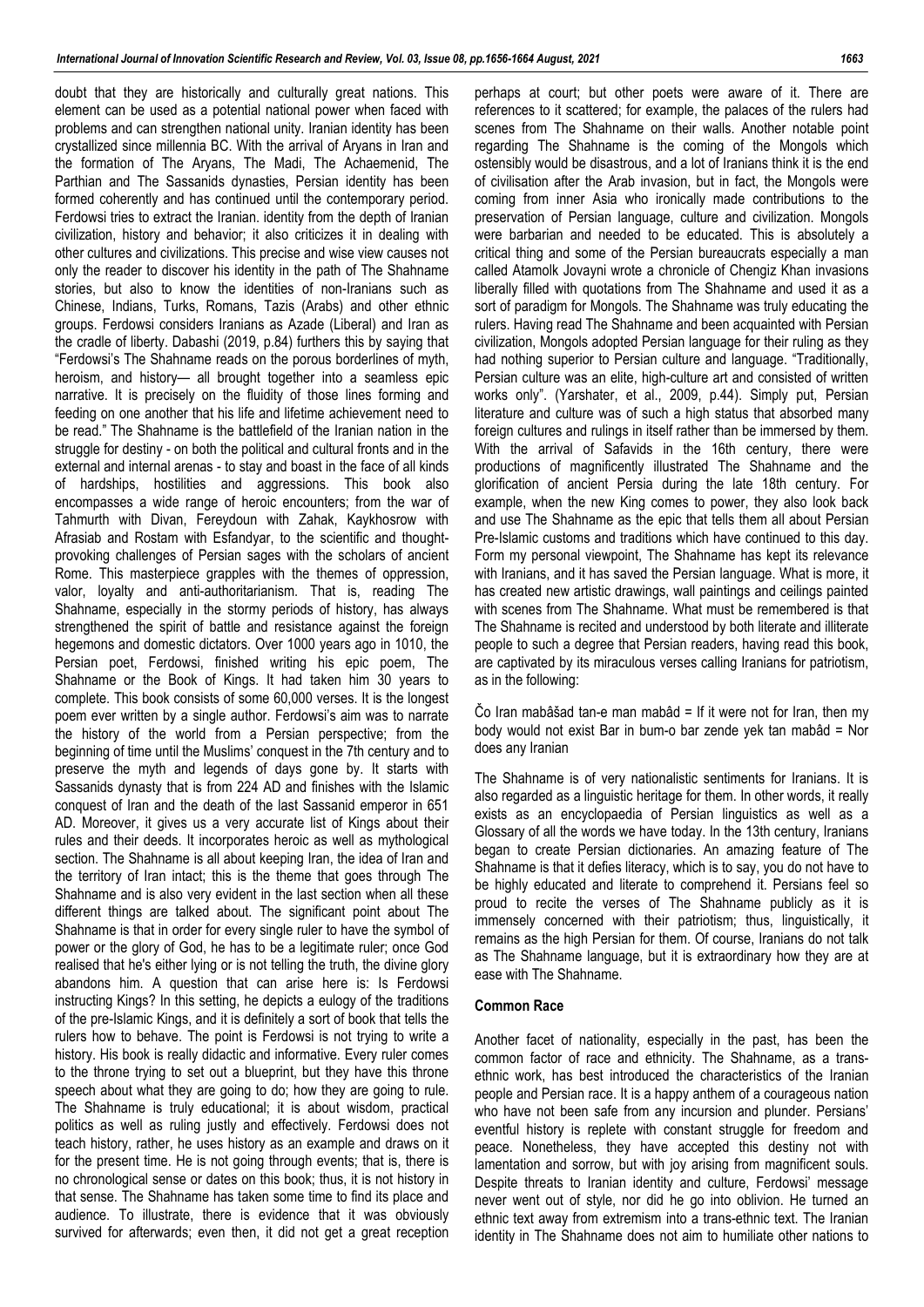doubt that they are historically and culturally great nations. This element can be used as a potential national power when faced with problems and can strengthen national unity. Iranian identity has been crystallized since millennia BC. With the arrival of Aryans in Iran and the formation of The Aryans, The Madi, The Achaemenid, The Parthian and The Sassanids dynasties, Persian identity has been formed coherently and has continued until the contemporary period. Ferdowsi tries to extract the Iranian. identity from the depth of Iranian civilization, history and behavior; it also criticizes it in dealing with other cultures and civilizations. This precise and wise view causes not only the reader to discover his identity in the path of The Shahname stories, but also to know the identities of non-Iranians such as Chinese, Indians, Turks, Romans, Tazis (Arabs) and other ethnic groups. Ferdowsi considers Iranians as Azade (Liberal) and Iran as the cradle of liberty. Dabashi (2019, p.84) furthers this by saying that "Ferdowsi's The Shahname reads on the porous borderlines of myth, heroism, and history— all brought together into a seamless epic narrative. It is precisely on the fluidity of those lines forming and feeding on one another that his life and lifetime achievement need to be read." The Shahname is the battlefield of the Iranian nation in the struggle for destiny - on both the political and cultural fronts and in the external and internal arenas - to stay and boast in the face of all kinds of hardships, hostilities and aggressions. This book also encompasses a wide range of heroic encounters; from the war of Tahmurth with Divan, Fereydoun with Zahak, Kaykhosrow with Afrasiab and Rostam with Esfandyar, to the scientific and thought-provoking challenges of Persian sages with the scholars of ancient Rome. This masterpiece grapples with the themes of oppression, valor, loyalty and anti-authoritarianism. That is, reading The Shahname, especially in the stormy periods of history, has always strengthened the spirit of battle and resistance against the foreign hegemons and domestic dictators. Over 1000 years ago in 1010, the Persian poet, Ferdowsi, finished writing his epic poem, The Shahname or the Book of Kings. It had taken him 30 years to complete. This book consists of some 60,000 verses. It is the longest poem ever written by a single author. Ferdowsi's aim was to narrate the history of the world from a Persian perspective; from the beginning of time until the Muslims' conquest in the 7th century and to preserve the myth and legends of days gone by. It starts with Sassanids dynasty that is from 224 AD and finishes with the Islamic conquest of Iran and the death of the last Sassanid emperor in 651 AD. Moreover, it gives us a very accurate list of Kings about their rules and their deeds. It incorporates heroic as well as mythological section. The Shahname is all about keeping Iran, the idea of Iran and the territory of Iran intact; this is the theme that goes through The Shahname and is also very evident in the last section when all these different things are talked about. The significant point about The Shahname is that in order for every single ruler to have the symbol of power or the glory of God, he has to be a legitimate ruler; once God realised that he's either lying or is not telling the truth, the divine glory abandons him. A question that can arise here is: Is Ferdowsi instructing Kings? In this setting, he depicts a eulogy of the traditions of the pre-Islamic Kings, and it is definitely a sort of book that tells the rulers how to behave. The point is Ferdowsi is not trying to write a history. His book is really didactic and informative. Every ruler comes to the throne trying to set out a blueprint, but they have this throne speech about what they are going to do; how they are going to rule. The Shahname is truly educational; it is about wisdom, practical politics as well as ruling justly and effectively. Ferdowsi does not teach history, rather, he uses history as an example and draws on it for the present time. He is not going through events; that is, there is no chronological sense or dates on this book; thus, it is not history in that sense. The Shahname has taken some time to find its place and audience. To illustrate, there is evidence that it was obviously survived for afterwards; even then, it did not get a great reception perhaps at court; but other poets were aware of it. There are references to it scattered; for example, the palaces of the rulers had scenes from The Shahname on their walls. Another notable point regarding The Shahname is the coming of the Mongols which ostensibly would be disastrous, and a lot of Iranians think it is the end of civilisation after the Arab invasion, but in fact, the Mongols were coming from inner Asia who ironically made contributions to the preservation of Persian language, culture and civilization. Mongols were barbarian and needed to be educated. This is absolutely a critical thing and some of the Persian bureaucrats especially a man called Atamolk Jovayni wrote a chronicle of Chengiz Khan invasions liberally filled with quotations from The Shahname and used it as a sort of paradigm for Mongols. The Shahname was truly educating the rulers. Having read The Shahname and been acquainted with Persian civilization, Mongols adopted Persian language for their ruling as they had nothing superior to Persian culture and language. "Traditionally, Persian culture was an elite, high-culture art and consisted of written works only". (Yarshater, et al., 2009, p.44). Simply put, Persian literature and culture was of such a high status that absorbed many foreign cultures and rulings in itself rather than be immersed by them. With the arrival of Safavids in the 16th century, there were productions of magnificently illustrated The Shahname and the glorification of ancient Persia during the late 18th century. For example, when the new King comes to power, they also look back and use The Shahname as the epic that tells them all about Persian Pre-Islamic customs and traditions which have continued to this day. Form my personal viewpoint, The Shahname has kept its relevance with Iranians, and it has saved the Persian language. What is more, it has created new artistic drawings, wall paintings and ceilings painted with scenes from The Shahname. What must be remembered is that The Shahname is recited and understood by both literate and illiterate people to such a degree that Persian readers, having read this book, are captivated by its miraculous verses calling Iranians for patriotism, as in the following:

Čo Iran mabâšad tan-e man mabâd = If it were not for Iran, then my body would not exist Bar in bum-o bar zende yek tan mabâd = Nor does any Iranian

The Shahname is of very nationalistic sentiments for Iranians. It is also regarded as a linguistic heritage for them. In other words, it really exists as an encyclopaedia of Persian linguistics as well as a Glossary of all the words we have today. In the 13th century, Iranians began to create Persian dictionaries. An amazing feature of The Shahname is that it defies literacy, which is to say, you do not have to be highly educated and literate to comprehend it. Persians feel so proud to recite the verses of The Shahname publicly as it is immensely concerned with their patriotism; thus, linguistically, it remains as the high Persian for them. Of course, Iranians do not talk as The Shahname language, but it is extraordinary how they are at ease with The Shahname.

## Common Race

Another facet of nationality, especially in the past, has been the common factor of race and ethnicity. The Shahname, as a trans-ethnic work, has best introduced the characteristics of the Iranian people and Persian race. It is a happy anthem of a courageous nation who have not been safe from any incursion and plunder. Persians' eventful history is replete with constant struggle for freedom and peace. Nonetheless, they have accepted this destiny not with lamentation and sorrow, but with joy arising from magnificent souls. Despite threats to Iranian identity and culture, Ferdowsi' message never went out of style, nor did he go into oblivion. He turned an ethnic text away from extremism into a trans-ethnic text. The Iranian identity in The Shahname does not aim to humiliate other nations to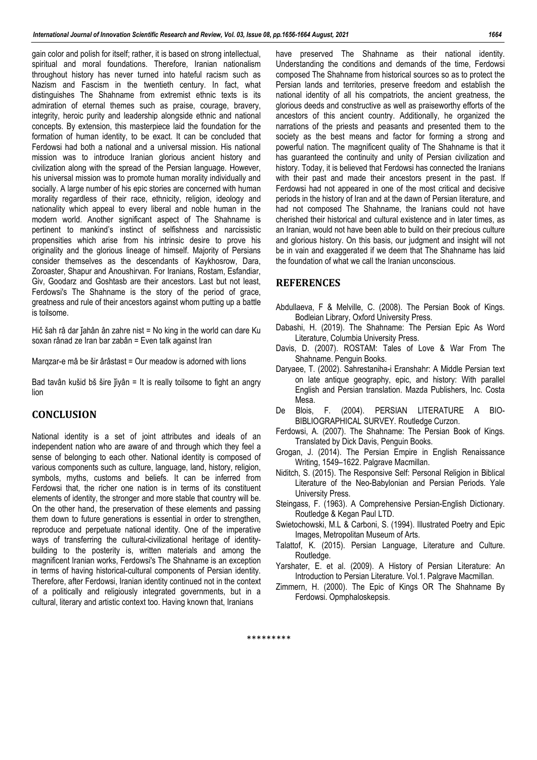gain color and polish for itself; rather, it is based on strong intellectual, spiritual and moral foundations. Therefore, Iranian nationalism throughout history has never turned into hateful racism such as Nazism and Fascism in the twentieth century. In fact, what distinguishes The Shahname from extremist ethnic texts is its admiration of eternal themes such as praise, courage, bravery, integrity, heroic purity and leadership alongside ethnic and national concepts. By extension, this masterpiece laid the foundation for the formation of human identity, to be exact. It can be concluded that Ferdowsi had both a national and a universal mission. His national mission was to introduce Iranian glorious ancient history and civilization along with the spread of the Persian language. However, his universal mission was to promote human morality individually and socially. A large number of his epic stories are concerned with human morality regardless of their race, ethnicity, religion, ideology and nationality which appeal to every liberal and noble human in the modern world. Another significant aspect of The Shahname is pertinent to mankind's instinct of selfishness and narcissistic propensities which arise from his intrinsic desire to prove his originality and the glorious lineage of himself. Majority of Persians consider themselves as the descendants of Kaykhosrow, Dara, Zoroaster, Shapur and Anoushirvan. For Iranians, Rostam, Esfandiar, Giv, Goodarz and Goshtasb are their ancestors. Last but not least, Ferdowsi's The Shahname is the story of the period of grace, greatness and rule of their ancestors against whom putting up a battle is toilsome.

Hič šah râ dar ǰahân ân zahre nist = No king in the world can dare Ku soxan rânad ze Iran bar zabân = Even talk against Iran

Marqzar-e mâ be šir ârâstast = Our meadow is adorned with lions

Bad tavân kušid bš šire ǰiyân = It is really toilsome to fight an angry lion

## CONCLUSION

National identity is a set of joint attributes and ideals of an independent nation who are aware of and through which they feel a sense of belonging to each other. National identity is composed of various components such as culture, language, land, history, religion, symbols, myths, customs and beliefs. It can be inferred from Ferdowsi that, the richer one nation is in terms of its constituent elements of identity, the stronger and more stable that country will be. On the other hand, the preservation of these elements and passing them down to future generations is essential in order to strengthen, reproduce and perpetuate national identity. One of the imperative ways of transferring the cultural-civilizational heritage of identity-building to the posterity is, written materials and among the magnificent Iranian works, Ferdowsi's The Shahname is an exception in terms of having historical-cultural components of Persian identity. Therefore, after Ferdowsi, Iranian identity continued not in the context of a politically and religiously integrated governments, but in a cultural, literary and artistic context too. Having known that, Iranians have preserved The Shahname as their national identity. Understanding the conditions and demands of the time, Ferdowsi composed The Shahname from historical sources so as to protect the Persian lands and territories, preserve freedom and establish the national identity of all his compatriots, the ancient greatness, the glorious deeds and constructive as well as praiseworthy efforts of the ancestors of this ancient country. Additionally, he organized the narrations of the priests and peasants and presented them to the society as the best means and factor for forming a strong and powerful nation. The magnificent quality of The Shahname is that it has guaranteed the continuity and unity of Persian civilization and history. Today, it is believed that Ferdowsi has connected the Iranians with their past and made their ancestors present in the past. If Ferdowsi had not appeared in one of the most critical and decisive periods in the history of Iran and at the dawn of Persian literature, and had not composed The Shahname, the Iranians could not have cherished their historical and cultural existence and in later times, as an Iranian, would not have been able to build on their precious culture and glorious history. On this basis, our judgment and insight will not be in vain and exaggerated if we deem that The Shahname has laid the foundation of what we call the Iranian unconscious.

## REFERENCES

Abdullaeva, F & Melville, C. (2008). The Persian Book of Kings. Bodleian Library, Oxford University Press.

Dabashi, H. (2019). The Shahname: The Persian Epic As Word Literature, Columbia University Press.

Davis, D. (2007). ROSTAM: Tales of Love & War From The Shahname. Penguin Books.

Daryaee, T. (2002). Sahrestaniha-i Eranshahr: A Middle Persian text on late antique geography, epic, and history: With parallel English and Persian translation. Mazda Publishers, Inc. Costa Mesa.

De Blois, F. (2004). PERSIAN LITERATURE A BIO-BIBLIOGRAPHICAL SURVEY. Routledge Curzon.

Ferdowsi, A. (2007). The Shahname: The Persian Book of Kings. Translated by Dick Davis, Penguin Books.

Grogan, J. (2014). The Persian Empire in English Renaissance Writing, 1549–1622. Palgrave Macmillan.

Niditch, S. (2015). The Responsive Self: Personal Religion in Biblical Literature of the Neo-Babylonian and Persian Periods. Yale University Press.

Steingass, F. (1963). A Comprehensive Persian-English Dictionary. Routledge & Kegan Paul LTD.

Swietochowski, M.L & Carboni, S. (1994). Illustrated Poetry and Epic Images, Metropolitan Museum of Arts.

Talattof, K. (2015). Persian Language, Literature and Culture. Routledge.

Yarshater, E. et al. (2009). A History of Persian Literature: An Introduction to Persian Literature. Vol.1. Palgrave Macmillan.

Zimmern, H. (2000). The Epic of Kings OR The Shahname By Ferdowsi. Opmphaloskepsis.

*********